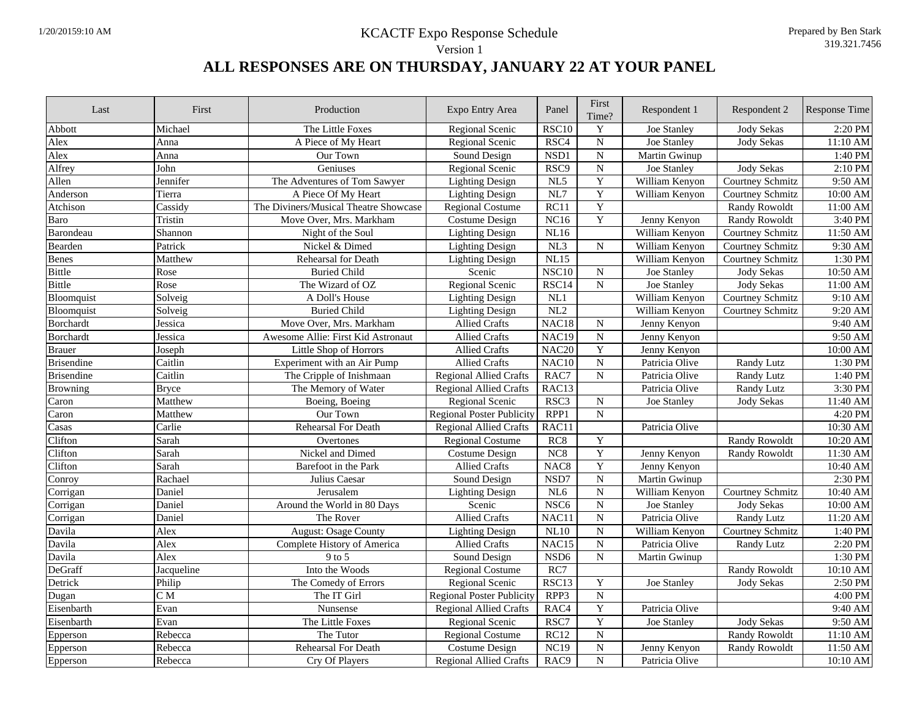1/20/20159:10 AM

# KCACTF Expo Response Schedule

Version 1

Prepared by Ben Stark
319.321.7456

## ALL RESPONSES ARE ON THURSDAY, JANUARY 22 AT YOUR PANEL

| Last | First | Production | Expo Entry Area | Panel | First Time? | Respondent 1 | Respondent 2 | Response Time |
|---|---|---|---|---|---|---|---|---|
| Abbott | Michael | The Little Foxes | Regional Scenic | RSC10 | Y | Joe Stanley | Jody Sekas | 2:20 PM |
| Alex | Anna | A Piece of My Heart | Regional Scenic | RSC4 | N | Joe Stanley | Jody Sekas | 11:10 AM |
| Alex | Anna | Our Town | Sound Design | NSD1 | N | Martin Gwinup | | 1:40 PM |
| Alfrey | John | Geniuses | Regional Scenic | RSC9 | N | Joe Stanley | Jody Sekas | 2:10 PM |
| Allen | Jennifer | The Adventures of Tom Sawyer | Lighting Design | NL5 | Y | William Kenyon | Courtney Schmitz | 9:50 AM |
| Anderson | Tierra | A Piece Of My Heart | Lighting Design | NL7 | Y | William Kenyon | Courtney Schmitz | 10:00 AM |
| Atchison | Cassidy | The Diviners/Musical Theatre Showcase | Regional Costume | RC11 | Y | | Randy Rowoldt | 11:00 AM |
| Baro | Tristin | Move Over, Mrs. Markham | Costume Design | NC16 | Y | Jenny Kenyon | Randy Rowoldt | 3:40 PM |
| Barondeau | Shannon | Night of the Soul | Lighting Design | NL16 | | William Kenyon | Courtney Schmitz | 11:50 AM |
| Bearden | Patrick | Nickel & Dimed | Lighting Design | NL3 | N | William Kenyon | Courtney Schmitz | 9:30 AM |
| Benes | Matthew | Rehearsal for Death | Lighting Design | NL15 | | William Kenyon | Courtney Schmitz | 1:30 PM |
| Bittle | Rose | Buried Child | Scenic | NSC10 | N | Joe Stanley | Jody Sekas | 10:50 AM |
| Bittle | Rose | The Wizard of OZ | Regional Scenic | RSC14 | N | Joe Stanley | Jody Sekas | 11:00 AM |
| Bloomquist | Solveig | A Doll's House | Lighting Design | NL1 | | William Kenyon | Courtney Schmitz | 9:10 AM |
| Bloomquist | Solveig | Buried Child | Lighting Design | NL2 | | William Kenyon | Courtney Schmitz | 9:20 AM |
| Borchardt | Jessica | Move Over, Mrs. Markham | Allied Crafts | NAC18 | N | Jenny Kenyon | | 9:40 AM |
| Borchardt | Jessica | Awesome Allie: First Kid Astronaut | Allied Crafts | NAC19 | N | Jenny Kenyon | | 9:50 AM |
| Brauer | Joseph | Little Shop of Horrors | Allied Crafts | NAC20 | Y | Jenny Kenyon | | 10:00 AM |
| Brisendine | Caitlin | Experiment with an Air Pump | Allied Crafts | NAC10 | N | Patricia Olive | Randy Lutz | 1:30 PM |
| Brisendine | Caitlin | The Cripple of Inishmaan | Regional Allied Crafts | RAC7 | N | Patricia Olive | Randy Lutz | 1:40 PM |
| Browning | Bryce | The Memory of Water | Regional Allied Crafts | RAC13 | | Patricia Olive | Randy Lutz | 3:30 PM |
| Caron | Matthew | Boeing, Boeing | Regional Scenic | RSC3 | N | Joe Stanley | Jody Sekas | 11:40 AM |
| Caron | Matthew | Our Town | Regional Poster Publicity | RPP1 | N | | | 4:20 PM |
| Casas | Carlie | Rehearsal For Death | Regional Allied Crafts | RAC11 | | Patricia Olive | | 10:30 AM |
| Clifton | Sarah | Overtones | Regional Costume | RC8 | Y | | Randy Rowoldt | 10:20 AM |
| Clifton | Sarah | Nickel and Dimed | Costume Design | NC8 | Y | Jenny Kenyon | Randy Rowoldt | 11:30 AM |
| Clifton | Sarah | Barefoot in the Park | Allied Crafts | NAC8 | Y | Jenny Kenyon | | 10:40 AM |
| Conroy | Rachael | Julius Caesar | Sound Design | NSD7 | N | Martin Gwinup | | 2:30 PM |
| Corrigan | Daniel | Jerusalem | Lighting Design | NL6 | N | William Kenyon | Courtney Schmitz | 10:40 AM |
| Corrigan | Daniel | Around the World in 80 Days | Scenic | NSC6 | N | Joe Stanley | Jody Sekas | 10:00 AM |
| Corrigan | Daniel | The Rover | Allied Crafts | NAC11 | N | Patricia Olive | Randy Lutz | 11:20 AM |
| Davila | Alex | August: Osage County | Lighting Design | NL10 | N | William Kenyon | Courtney Schmitz | 1:40 PM |
| Davila | Alex | Complete History of America | Allied Crafts | NAC15 | N | Patricia Olive | Randy Lutz | 2:20 PM |
| Davila | Alex | 9 to 5 | Sound Design | NSD6 | N | Martin Gwinup | | 1:30 PM |
| DeGraff | Jacqueline | Into the Woods | Regional Costume | RC7 | | | Randy Rowoldt | 10:10 AM |
| Detrick | Philip | The Comedy of Errors | Regional Scenic | RSC13 | Y | Joe Stanley | Jody Sekas | 2:50 PM |
| Dugan | C M | The IT Girl | Regional Poster Publicity | RPP3 | N | | | 4:00 PM |
| Eisenbarth | Evan | Nunsense | Regional Allied Crafts | RAC4 | Y | Patricia Olive | | 9:40 AM |
| Eisenbarth | Evan | The Little Foxes | Regional Scenic | RSC7 | Y | Joe Stanley | Jody Sekas | 9:50 AM |
| Epperson | Rebecca | The Tutor | Regional Costume | RC12 | N | | Randy Rowoldt | 11:10 AM |
| Epperson | Rebecca | Rehearsal For Death | Costume Design | NC19 | N | Jenny Kenyon | Randy Rowoldt | 11:50 AM |
| Epperson | Rebecca | Cry Of Players | Regional Allied Crafts | RAC9 | N | Patricia Olive | | 10:10 AM |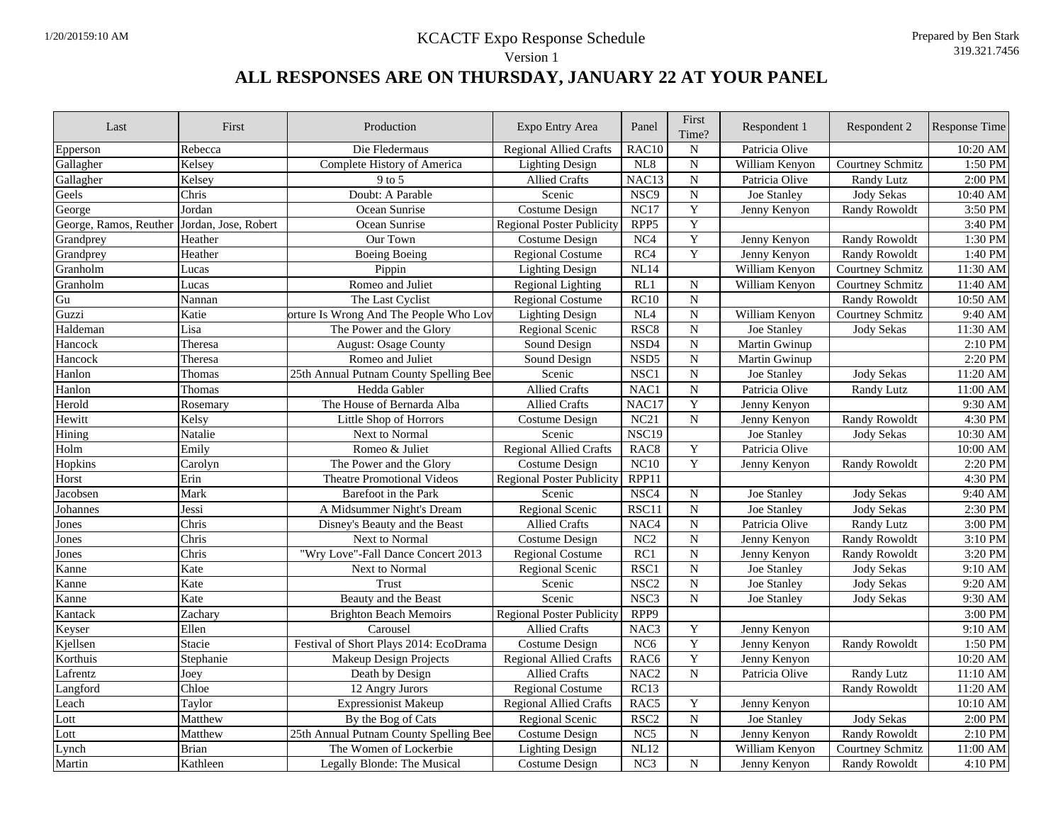KCACTF Expo Response Schedule

Version 1

Prepared by Ben Stark
319.321.7456

# ALL RESPONSES ARE ON THURSDAY, JANUARY 22 AT YOUR PANEL

| Last | First | Production | Expo Entry Area | Panel | First Time? | Respondent 1 | Respondent 2 | Response Time |
|---|---|---|---|---|---|---|---|---|
| Epperson | Rebecca | Die Fledermaus | Regional Allied Crafts | RAC10 | N | Patricia Olive | | 10:20 AM |
| Gallagher | Kelsey | Complete History of America | Lighting Design | NL8 | N | William Kenyon | Courtney Schmitz | 1:50 PM |
| Gallagher | Kelsey | 9 to 5 | Allied Crafts | NAC13 | N | Patricia Olive | Randy Lutz | 2:00 PM |
| Geels | Chris | Doubt: A Parable | Scenic | NSC9 | N | Joe Stanley | Jody Sekas | 10:40 AM |
| George | Jordan | Ocean Sunrise | Costume Design | NC17 | Y | Jenny Kenyon | Randy Rowoldt | 3:50 PM |
| George, Ramos, Reuther | Jordan, Jose, Robert | Ocean Sunrise | Regional Poster Publicity | RPP5 | Y | | | 3:40 PM |
| Grandprey | Heather | Our Town | Costume Design | NC4 | Y | Jenny Kenyon | Randy Rowoldt | 1:30 PM |
| Grandprey | Heather | Boeing Boeing | Regional Costume | RC4 | Y | Jenny Kenyon | Randy Rowoldt | 1:40 PM |
| Granholm | Lucas | Pippin | Lighting Design | NL14 | | William Kenyon | Courtney Schmitz | 11:30 AM |
| Granholm | Lucas | Romeo and Juliet | Regional Lighting | RL1 | N | William Kenyon | Courtney Schmitz | 11:40 AM |
| Gu | Nannan | The Last Cyclist | Regional Costume | RC10 | N | | Randy Rowoldt | 10:50 AM |
| Guzzi | Katie | orture Is Wrong And The People Who Lov | Lighting Design | NL4 | N | William Kenyon | Courtney Schmitz | 9:40 AM |
| Haldeman | Lisa | The Power and the Glory | Regional Scenic | RSC8 | N | Joe Stanley | Jody Sekas | 11:30 AM |
| Hancock | Theresa | August: Osage County | Sound Design | NSD4 | N | Martin Gwinup | | 2:10 PM |
| Hancock | Theresa | Romeo and Juliet | Sound Design | NSD5 | N | Martin Gwinup | | 2:20 PM |
| Hanlon | Thomas | 25th Annual Putnam County Spelling Bee | Scenic | NSC1 | N | Joe Stanley | Jody Sekas | 11:20 AM |
| Hanlon | Thomas | Hedda Gabler | Allied Crafts | NAC1 | N | Patricia Olive | Randy Lutz | 11:00 AM |
| Herold | Rosemary | The House of Bernarda Alba | Allied Crafts | NAC17 | Y | Jenny Kenyon | | 9:30 AM |
| Hewitt | Kelsy | Little Shop of Horrors | Costume Design | NC21 | N | Jenny Kenyon | Randy Rowoldt | 4:30 PM |
| Hining | Natalie | Next to Normal | Scenic | NSC19 | | Joe Stanley | Jody Sekas | 10:30 AM |
| Holm | Emily | Romeo & Juliet | Regional Allied Crafts | RAC8 | Y | Patricia Olive | | 10:00 AM |
| Hopkins | Carolyn | The Power and the Glory | Costume Design | NC10 | Y | Jenny Kenyon | Randy Rowoldt | 2:20 PM |
| Horst | Erin | Theatre Promotional Videos | Regional Poster Publicity | RPP11 | | | | 4:30 PM |
| Jacobsen | Mark | Barefoot in the Park | Scenic | NSC4 | N | Joe Stanley | Jody Sekas | 9:40 AM |
| Johannes | Jessi | A Midsummer Night's Dream | Regional Scenic | RSC11 | N | Joe Stanley | Jody Sekas | 2:30 PM |
| Jones | Chris | Disney's Beauty and the Beast | Allied Crafts | NAC4 | N | Patricia Olive | Randy Lutz | 3:00 PM |
| Jones | Chris | Next to Normal | Costume Design | NC2 | N | Jenny Kenyon | Randy Rowoldt | 3:10 PM |
| Jones | Chris | "Wry Love"-Fall Dance Concert 2013 | Regional Costume | RC1 | N | Jenny Kenyon | Randy Rowoldt | 3:20 PM |
| Kanne | Kate | Next to Normal | Regional Scenic | RSC1 | N | Joe Stanley | Jody Sekas | 9:10 AM |
| Kanne | Kate | Trust | Scenic | NSC2 | N | Joe Stanley | Jody Sekas | 9:20 AM |
| Kanne | Kate | Beauty and the Beast | Scenic | NSC3 | N | Joe Stanley | Jody Sekas | 9:30 AM |
| Kantack | Zachary | Brighton Beach Memoirs | Regional Poster Publicity | RPP9 | | | | 3:00 PM |
| Keyser | Ellen | Carousel | Allied Crafts | NAC3 | Y | Jenny Kenyon | | 9:10 AM |
| Kjellsen | Stacie | Festival of Short Plays 2014: EcoDrama | Costume Design | NC6 | Y | Jenny Kenyon | Randy Rowoldt | 1:50 PM |
| Korthuis | Stephanie | Makeup Design Projects | Regional Allied Crafts | RAC6 | Y | Jenny Kenyon | | 10:20 AM |
| Lafrentz | Joey | Death by Design | Allied Crafts | NAC2 | N | Patricia Olive | Randy Lutz | 11:10 AM |
| Langford | Chloe | 12 Angry Jurors | Regional Costume | RC13 | | | Randy Rowoldt | 11:20 AM |
| Leach | Taylor | Expressionist Makeup | Regional Allied Crafts | RAC5 | Y | Jenny Kenyon | | 10:10 AM |
| Lott | Matthew | By the Bog of Cats | Regional Scenic | RSC2 | N | Joe Stanley | Jody Sekas | 2:00 PM |
| Lott | Matthew | 25th Annual Putnam County Spelling Bee | Costume Design | NC5 | N | Jenny Kenyon | Randy Rowoldt | 2:10 PM |
| Lynch | Brian | The Women of Lockerbie | Lighting Design | NL12 | | William Kenyon | Courtney Schmitz | 11:00 AM |
| Martin | Kathleen | Legally Blonde: The Musical | Costume Design | NC3 | N | Jenny Kenyon | Randy Rowoldt | 4:10 PM |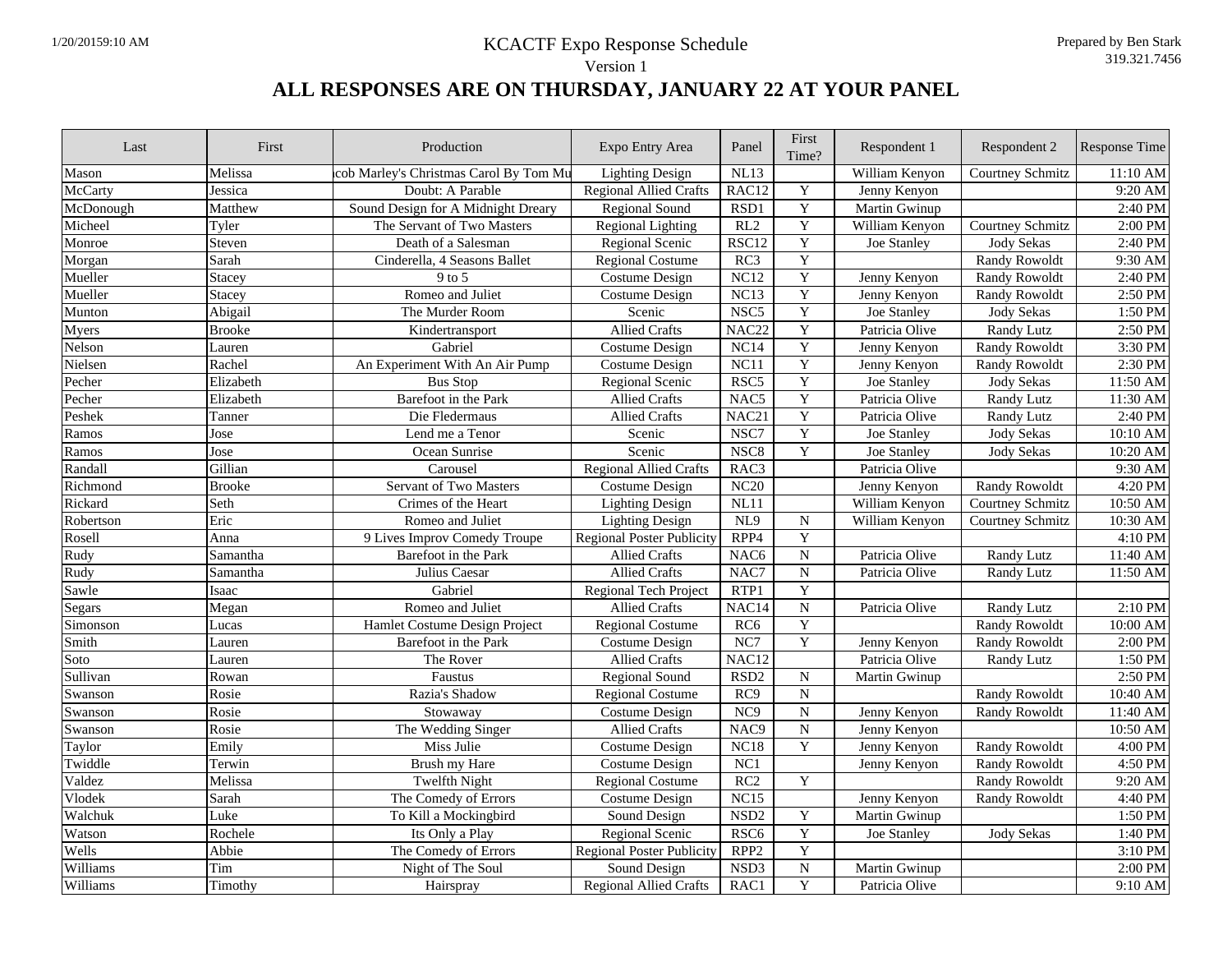KCACTF Expo Response Schedule

Version 1

# ALL RESPONSES ARE ON THURSDAY, JANUARY 22 AT YOUR PANEL

| Last | First | Production | Expo Entry Area | Panel | First Time? | Respondent 1 | Respondent 2 | Response Time |
|---|---|---|---|---|---|---|---|---|
| Mason | Melissa | cob Marley's Christmas Carol By Tom Mu | Lighting Design | NL13 | | William Kenyon | Courtney Schmitz | 11:10 AM |
| McCarty | Jessica | Doubt: A Parable | Regional Allied Crafts | RAC12 | Y | Jenny Kenyon | | 9:20 AM |
| McDonough | Matthew | Sound Design for A Midnight Dreary | Regional Sound | RSD1 | Y | Martin Gwinup | | 2:40 PM |
| Micheel | Tyler | The Servant of Two Masters | Regional Lighting | RL2 | Y | William Kenyon | Courtney Schmitz | 2:00 PM |
| Monroe | Steven | Death of a Salesman | Regional Scenic | RSC12 | Y | Joe Stanley | Jody Sekas | 2:40 PM |
| Morgan | Sarah | Cinderella, 4 Seasons Ballet | Regional Costume | RC3 | Y | | Randy Rowoldt | 9:30 AM |
| Mueller | Stacey | 9 to 5 | Costume Design | NC12 | Y | Jenny Kenyon | Randy Rowoldt | 2:40 PM |
| Mueller | Stacey | Romeo and Juliet | Costume Design | NC13 | Y | Jenny Kenyon | Randy Rowoldt | 2:50 PM |
| Munton | Abigail | The Murder Room | Scenic | NSC5 | Y | Joe Stanley | Jody Sekas | 1:50 PM |
| Myers | Brooke | Kindertransport | Allied Crafts | NAC22 | Y | Patricia Olive | Randy Lutz | 2:50 PM |
| Nelson | Lauren | Gabriel | Costume Design | NC14 | Y | Jenny Kenyon | Randy Rowoldt | 3:30 PM |
| Nielsen | Rachel | An Experiment With An Air Pump | Costume Design | NC11 | Y | Jenny Kenyon | Randy Rowoldt | 2:30 PM |
| Pecher | Elizabeth | Bus Stop | Regional Scenic | RSC5 | Y | Joe Stanley | Jody Sekas | 11:50 AM |
| Pecher | Elizabeth | Barefoot in the Park | Allied Crafts | NAC5 | Y | Patricia Olive | Randy Lutz | 11:30 AM |
| Peshek | Tanner | Die Fledermaus | Allied Crafts | NAC21 | Y | Patricia Olive | Randy Lutz | 2:40 PM |
| Ramos | Jose | Lend me a Tenor | Scenic | NSC7 | Y | Joe Stanley | Jody Sekas | 10:10 AM |
| Ramos | Jose | Ocean Sunrise | Scenic | NSC8 | Y | Joe Stanley | Jody Sekas | 10:20 AM |
| Randall | Gillian | Carousel | Regional Allied Crafts | RAC3 | | Patricia Olive | | 9:30 AM |
| Richmond | Brooke | Servant of Two Masters | Costume Design | NC20 | | Jenny Kenyon | Randy Rowoldt | 4:20 PM |
| Rickard | Seth | Crimes of the Heart | Lighting Design | NL11 | | William Kenyon | Courtney Schmitz | 10:50 AM |
| Robertson | Eric | Romeo and Juliet | Lighting Design | NL9 | N | William Kenyon | Courtney Schmitz | 10:30 AM |
| Rosell | Anna | 9 Lives Improv Comedy Troupe | Regional Poster Publicity | RPP4 | Y | | | 4:10 PM |
| Rudy | Samantha | Barefoot in the Park | Allied Crafts | NAC6 | N | Patricia Olive | Randy Lutz | 11:40 AM |
| Rudy | Samantha | Julius Caesar | Allied Crafts | NAC7 | N | Patricia Olive | Randy Lutz | 11:50 AM |
| Sawle | Isaac | Gabriel | Regional Tech Project | RTP1 | Y | | | |
| Segars | Megan | Romeo and Juliet | Allied Crafts | NAC14 | N | Patricia Olive | Randy Lutz | 2:10 PM |
| Simonson | Lucas | Hamlet Costume Design Project | Regional Costume | RC6 | Y | | Randy Rowoldt | 10:00 AM |
| Smith | Lauren | Barefoot in the Park | Costume Design | NC7 | Y | Jenny Kenyon | Randy Rowoldt | 2:00 PM |
| Soto | Lauren | The Rover | Allied Crafts | NAC12 | | Patricia Olive | Randy Lutz | 1:50 PM |
| Sullivan | Rowan | Faustus | Regional Sound | RSD2 | N | Martin Gwinup | | 2:50 PM |
| Swanson | Rosie | Razia's Shadow | Regional Costume | RC9 | N | | Randy Rowoldt | 10:40 AM |
| Swanson | Rosie | Stowaway | Costume Design | NC9 | N | Jenny Kenyon | Randy Rowoldt | 11:40 AM |
| Swanson | Rosie | The Wedding Singer | Allied Crafts | NAC9 | N | Jenny Kenyon | | 10:50 AM |
| Taylor | Emily | Miss Julie | Costume Design | NC18 | Y | Jenny Kenyon | Randy Rowoldt | 4:00 PM |
| Twiddle | Terwin | Brush my Hare | Costume Design | NC1 | | Jenny Kenyon | Randy Rowoldt | 4:50 PM |
| Valdez | Melissa | Twelfth Night | Regional Costume | RC2 | Y | | Randy Rowoldt | 9:20 AM |
| Vlodek | Sarah | The Comedy of Errors | Costume Design | NC15 | | Jenny Kenyon | Randy Rowoldt | 4:40 PM |
| Walchuk | Luke | To Kill a Mockingbird | Sound Design | NSD2 | Y | Martin Gwinup | | 1:50 PM |
| Watson | Rochele | Its Only a Play | Regional Scenic | RSC6 | Y | Joe Stanley | Jody Sekas | 1:40 PM |
| Wells | Abbie | The Comedy of Errors | Regional Poster Publicity | RPP2 | Y | | | 3:10 PM |
| Williams | Tim | Night of The Soul | Sound Design | NSD3 | N | Martin Gwinup | | 2:00 PM |
| Williams | Timothy | Hairspray | Regional Allied Crafts | RAC1 | Y | Patricia Olive | | 9:10 AM |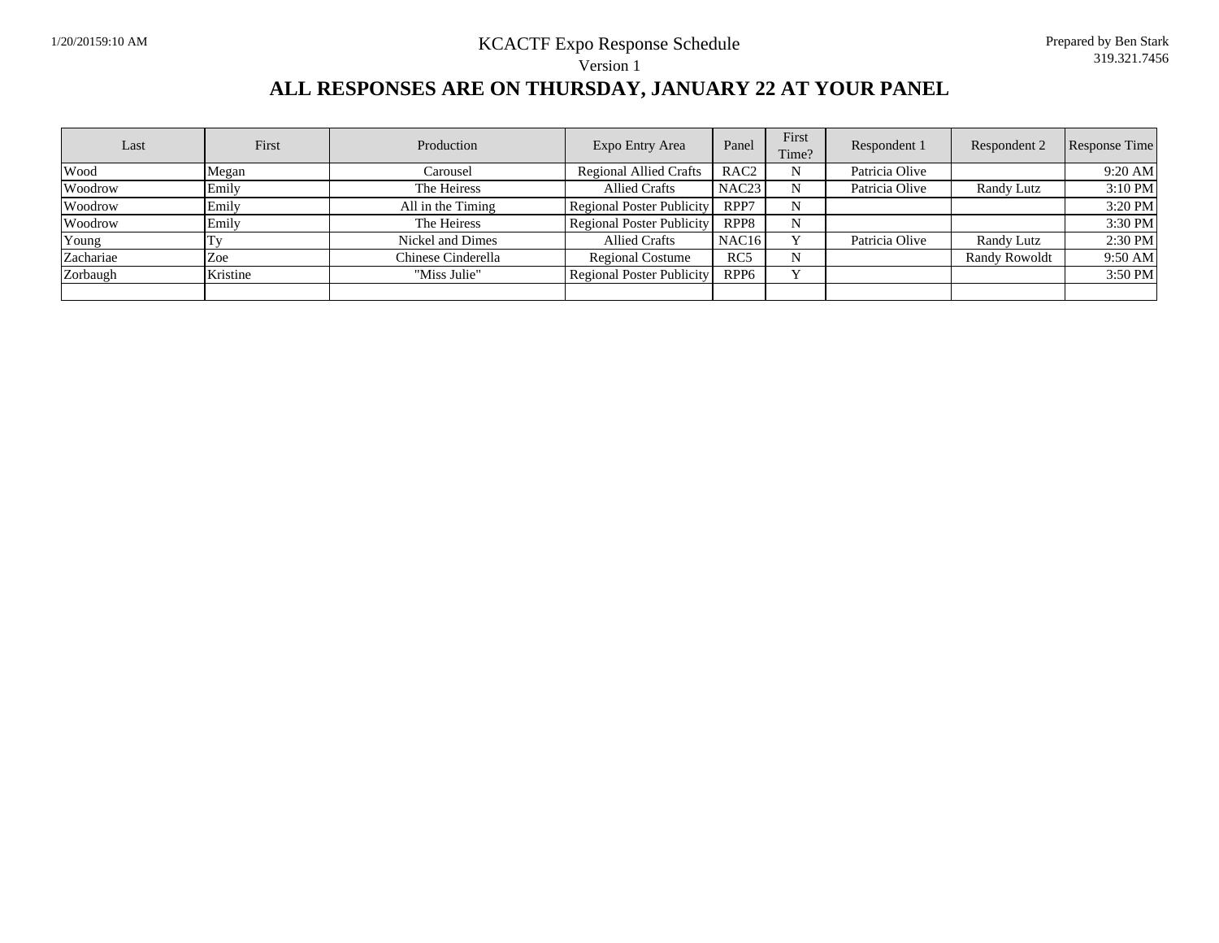1/20/20159:10 AM

KCACTF Expo Response Schedule

Version 1

Prepared by Ben Stark
319.321.7456

# ALL RESPONSES ARE ON THURSDAY, JANUARY 22 AT YOUR PANEL

| Last | First | Production | Expo Entry Area | Panel | First Time? | Respondent 1 | Respondent 2 | Response Time |
|---|---|---|---|---|---|---|---|---|
| Wood | Megan | Carousel | Regional Allied Crafts | RAC2 | N | Patricia Olive | | 9:20 AM |
| Woodrow | Emily | The Heiress | Allied Crafts | NAC23 | N | Patricia Olive | Randy Lutz | 3:10 PM |
| Woodrow | Emily | All in the Timing | Regional Poster Publicity | RPP7 | N | | | 3:20 PM |
| Woodrow | Emily | The Heiress | Regional Poster Publicity | RPP8 | N | | | 3:30 PM |
| Young | Ty | Nickel and Dimes | Allied Crafts | NAC16 | Y | Patricia Olive | Randy Lutz | 2:30 PM |
| Zachariae | Zoe | Chinese Cinderella | Regional Costume | RC5 | N | | Randy Rowoldt | 9:50 AM |
| Zorbaugh | Kristine | "Miss Julie" | Regional Poster Publicity | RPP6 | Y | | | 3:50 PM |
| | | | | | | | | |